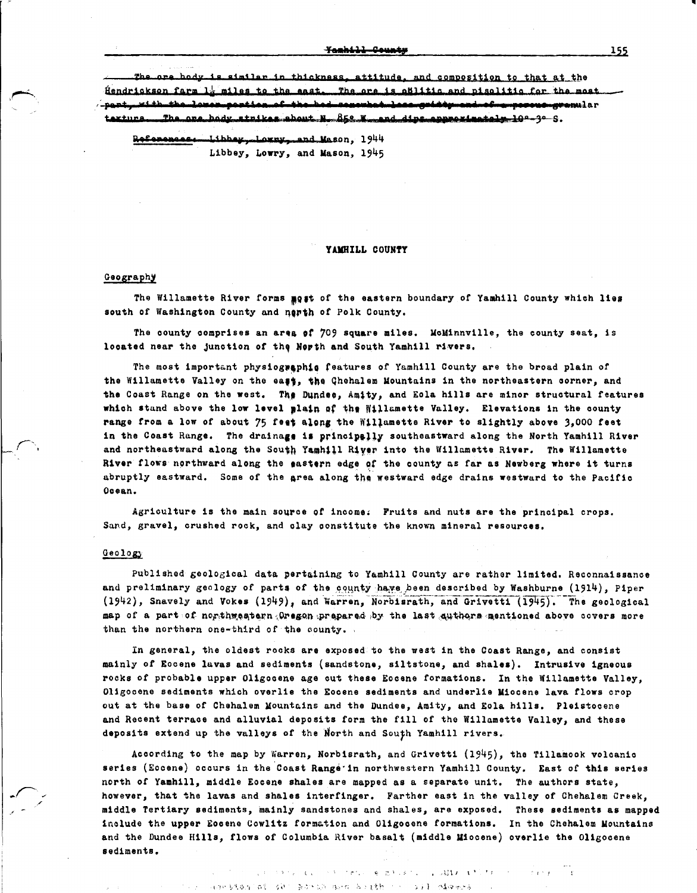The ore body is similar in thickness, attitude, and composition to that at the Hendrickson farm $1\frac{1}{2}$ miles to the east. The ore is oölitic and pisolitic for the most part, with the lower portion of the bed somewhat less gritty and of a porous granular texture. The ore body strikes about N. 85° W. and dips approximately 10°-3° S.

References: Libbey, Lowry, and Mason, 1944
Libbey, Lowry, and Mason, 1945

## YAMHILL COUNTY

### Geography

The Willamette River forms most of the eastern boundary of Yamhill County which lies south of Washington County and north of Polk County.

The county comprises an area of 709 square miles. McMinnville, the county seat, is located near the junction of the North and South Yamhill rivers.

The most important physiographic features of Yamhill County are the broad plain of the Willamette Valley on the east, the Chehalem Mountains in the northeastern corner, and the Coast Range on the west. The Dundee, Amity, and Eola hills are minor structural features which stand above the low level plain of the Willamette Valley. Elevations in the county range from a low of about 75 feet along the Willamette River to slightly above 3,000 feet in the Coast Range. The drainage is principally southeastward along the North Yamhill River and northeastward along the South Yamhill River into the Willamette River. The Willamette River flows northward along the eastern edge of the county as far as Newberg where it turns abruptly eastward. Some of the area along the westward edge drains westward to the Pacific Ocean.

Agriculture is the main source of income. Fruits and nuts are the principal crops. Sand, gravel, crushed rock, and clay constitute the known mineral resources.

### Geology

Published geological data pertaining to Yamhill County are rather limited. Reconnaissance and preliminary geology of parts of the county have been described by Washburne (1914), Piper (1942), Snavely and Vokes (1949), and Warren, Norbisrath, and Grivetti (1945). The geological map of a part of northwestern Oregon prepared by the last authors mentioned above covers more than the northern one-third of the county.

In general, the oldest rocks are exposed to the west in the Coast Range, and consist mainly of Eocene lavas and sediments (sandstone, siltstone, and shales). Intrusive igneous rocks of probable upper Oligocene age cut these Eocene formations. In the Willamette Valley, Oligocene sediments which overlie the Eocene sediments and underlie Miocene lava flows crop out at the base of Chehalem Mountains and the Dundee, Amity, and Eola hills. Pleistocene and Recent terrace and alluvial deposits form the fill of the Willamette Valley, and these deposits extend up the valleys of the North and South Yamhill rivers.

According to the map by Warren, Norbisrath, and Grivetti (1945), the Tillamook volcanic series (Eocene) occurs in the Coast Range in northwestern Yamhill County. East of this series north of Yamhill, middle Eocene shales are mapped as a separate unit. The authors state, however, that the lavas and shales interfinger. Farther east in the valley of Chehalem Creek, middle Tertiary sediments, mainly sandstones and shales, are exposed. These sediments as mapped include the upper Eocene Cowlitz formation and Oligocene formations. In the Chehalem Mountains and the Dundee Hills, flows of Columbia River basalt (middle Miocene) overlie the Oligocene sediments.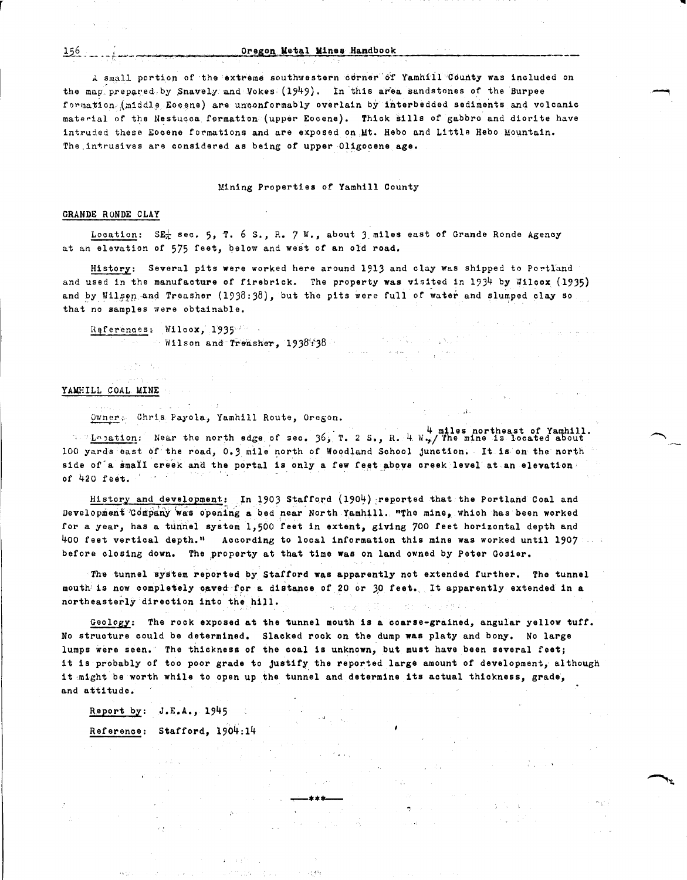A small portion of the extreme southwestern corner of Yamhill County was included on the map prepared by Snavely and Vokes (1949). In this area sandstones of the Burpee formation (middle Eocene) are unconformably overlain by interbedded sediments and volcanic material of the Nestucca formation (upper Eocene). Thick sills of gabbro and diorite have intruded these Eocene formations and are exposed on Mt. Hebo and Little Hebo Mountain. The intrusives are considered as being of upper Oligocene age.

## Mining Properties of Yamhill County

### GRANDE RONDE CLAY

Location: SE¼ sec. 5, T. 6 S., R. 7 W., about 3 miles east of Grande Ronde Agency at an elevation of 575 feet, below and west of an old road.

History: Several pits were worked here around 1913 and clay was shipped to Portland and used in the manufacture of firebrick. The property was visited in 1934 by Wilcox (1935) and by Wilson and Treasher (1938:38), but the pits were full of water and slumped clay so that no samples were obtainable.

References: Wilcox, 1935
Wilson and Treasher, 1938:38

### YAMHILL COAL MINE

Owner: Chris Payola, Yamhill Route, Oregon.

Location: Near the north edge of sec. 36, T. 2 S., R. 4 W., 4 miles northeast of Yamhill. The mine is located about 100 yards east of the road, 0.3 mile north of Woodland School junction. It is on the north side of a small creek and the portal is only a few feet above creek level at an elevation of 420 feet.

History and development: In 1903 Stafford (1904) reported that the Portland Coal and Development Company was opening a bed near North Yamhill. "The mine, which has been worked for a year, has a tunnel system 1,500 feet in extent, giving 700 feet horizontal depth and 400 feet vertical depth." According to local information this mine was worked until 1907 before closing down. The property at that time was on land owned by Peter Gosier.

The tunnel system reported by Stafford was apparently not extended further. The tunnel mouth is now completely caved for a distance of 20 or 30 feet. It apparently extended in a northeasterly direction into the hill.

Geology: The rock exposed at the tunnel mouth is a coarse-grained, angular yellow tuff. No structure could be determined. Slacked rock on the dump was platy and bony. No large lumps were seen. The thickness of the coal is unknown, but must have been several feet; it is probably of too poor grade to justify the reported large amount of development, although it might be worth while to open up the tunnel and determine its actual thickness, grade, and attitude.

Report by: J.E.A., 1945

Reference: Stafford, 1904:14

\*\*\*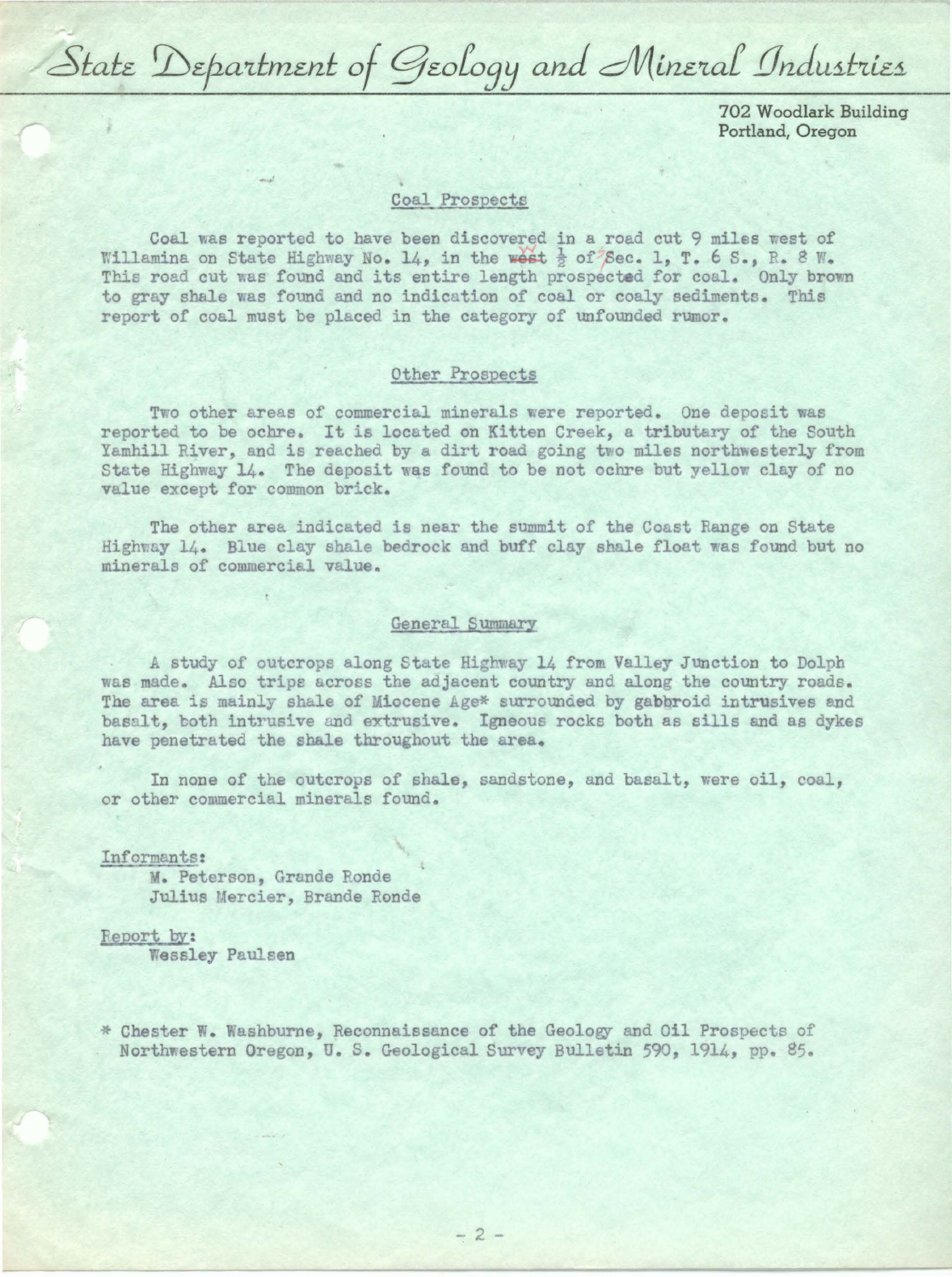# State Department of Geology and Mineral Industries

702 Woodlark Building
Portland, Oregon

## Coal Prospects

Coal was reported to have been discovered in a road cut 9 miles west of Willamina on State Highway No. 14, in the west ½ of Sec. 1, T. 6 S., R. 8 W. This road cut was found and its entire length prospected for coal. Only brown to gray shale was found and no indication of coal or coaly sediments. This report of coal must be placed in the category of unfounded rumor.

## Other Prospects

Two other areas of commercial minerals were reported. One deposit was reported to be ochre. It is located on Kitten Creek, a tributary of the South Yamhill River, and is reached by a dirt road going two miles northwesterly from State Highway 14. The deposit was found to be not ochre but yellow clay of no value except for common brick.

The other area indicated is near the summit of the Coast Range on State Highway 14. Blue clay shale bedrock and buff clay shale float was found but no minerals of commercial value.

## General Summary

A study of outcrops along State Highway 14 from Valley Junction to Dolph was made. Also trips across the adjacent country and along the country roads. The area is mainly shale of Miocene Age* surrounded by gabbroid intrusives and basalt, both intrusive and extrusive. Igneous rocks both as sills and as dykes have penetrated the shale throughout the area.

In none of the outcrops of shale, sandstone, and basalt, were oil, coal, or other commercial minerals found.

Informants:
M. Peterson, Grande Ronde
Julius Mercier, Brande Ronde

Report by:
Wessley Paulsen

* Chester W. Washburne, Reconnaissance of the Geology and Oil Prospects of Northwestern Oregon, U. S. Geological Survey Bulletin 590, 1914, pp. 85.